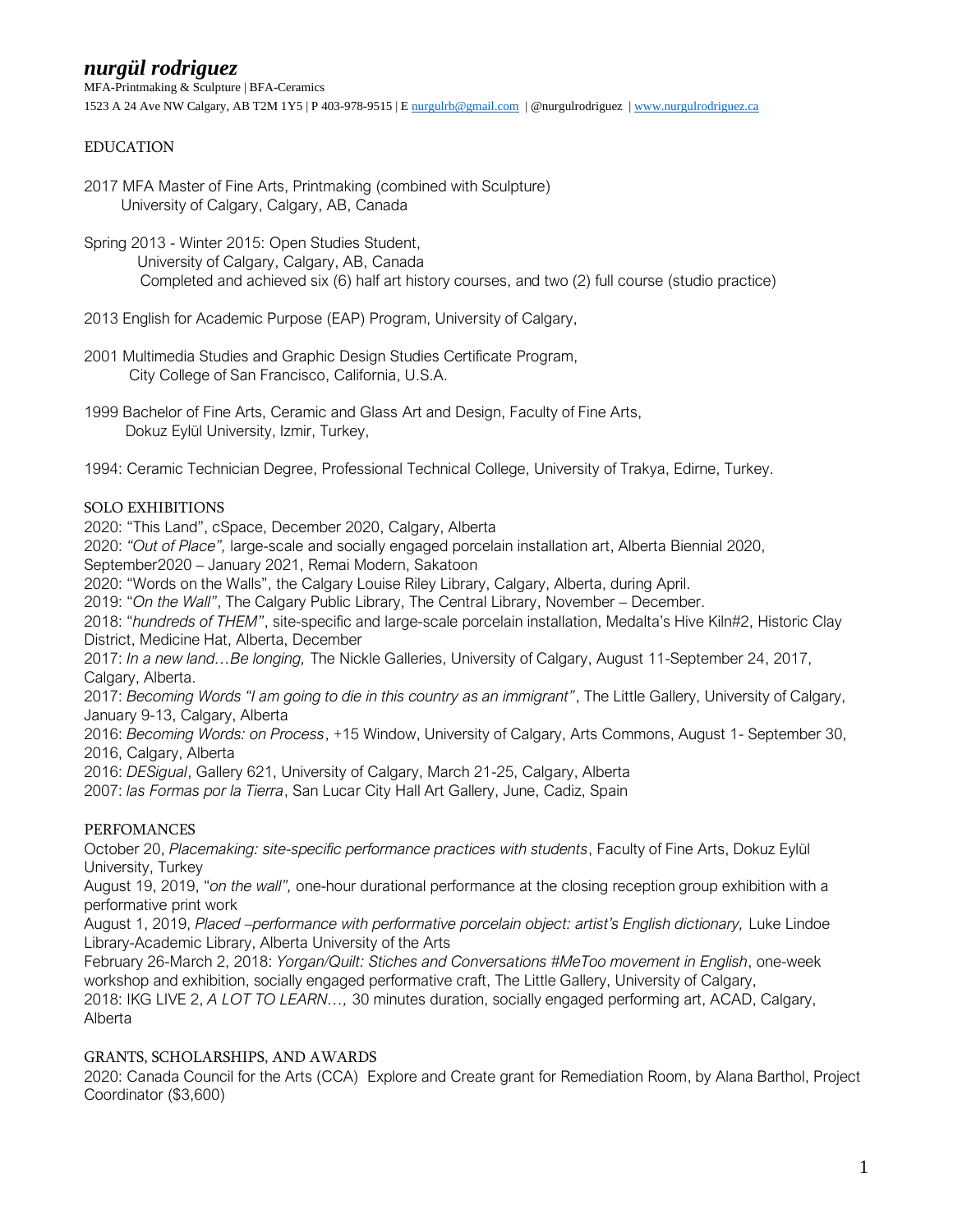# *nurgül rodriguez*

MFA-Printmaking & Sculpture | BFA-Ceramics

1523 A 24 Ave NW Calgary, AB T2M 1Y5 | P 403-978-9515 | E nurgulrb@gmail.com | @nurgulrodriguez | www.nurgulrodriguez.ca

## EDUCATION

2017 MFA Master of Fine Arts, Printmaking (combined with Sculpture)
University of Calgary, Calgary, AB, Canada

Spring 2013 - Winter 2015: Open Studies Student,
University of Calgary, Calgary, AB, Canada
Completed and achieved six (6) half art history courses, and two (2) full course (studio practice)

2013 English for Academic Purpose (EAP) Program, University of Calgary,

2001 Multimedia Studies and Graphic Design Studies Certificate Program,
City College of San Francisco, California, U.S.A.

1999 Bachelor of Fine Arts, Ceramic and Glass Art and Design, Faculty of Fine Arts,
Dokuz Eylül University, Izmir, Turkey,

1994: Ceramic Technician Degree, Professional Technical College, University of Trakya, Edirne, Turkey.

## SOLO EXHIBITIONS

2020: "This Land", cSpace, December 2020, Calgary, Alberta
2020: *"Out of Place",* large-scale and socially engaged porcelain installation art, Alberta Biennial 2020, September2020 – January 2021, Remai Modern, Sakatoon
2020: "Words on the Walls", the Calgary Louise Riley Library, Calgary, Alberta, during April.
2019: "*On the Wall"*, The Calgary Public Library, The Central Library, November – December.
2018: "*hundreds of THEM"*, site-specific and large-scale porcelain installation, Medalta's Hive Kiln#2, Historic Clay District, Medicine Hat, Alberta, December
2017: *In a new land…Be longing,* The Nickle Galleries, University of Calgary, August 11-September 24, 2017, Calgary, Alberta.
2017: *Becoming Words "I am going to die in this country as an immigrant"*, The Little Gallery, University of Calgary, January 9-13, Calgary, Alberta
2016: *Becoming Words: on Process*, +15 Window, University of Calgary, Arts Commons, August 1- September 30, 2016, Calgary, Alberta
2016: *DESigual*, Gallery 621, University of Calgary, March 21-25, Calgary, Alberta
2007: *las Formas por la Tierra*, San Lucar City Hall Art Gallery, June, Cadiz, Spain

## PERFOMANCES

October 20, *Placemaking: site-specific performance practices with students*, Faculty of Fine Arts, Dokuz Eylül University, Turkey
August 19, 2019, "*on the wall",* one-hour durational performance at the closing reception group exhibition with a performative print work
August 1, 2019, *Placed –performance with performative porcelain object: artist's English dictionary,* Luke Lindoe Library-Academic Library, Alberta University of the Arts
February 26-March 2, 2018: *Yorgan/Quilt: Stiches and Conversations #MeToo movement in English*, one-week workshop and exhibition, socially engaged performative craft, The Little Gallery, University of Calgary,
2018: IKG LIVE 2, *A LOT TO LEARN…,* 30 minutes duration, socially engaged performing art, ACAD, Calgary, Alberta

## GRANTS, SCHOLARSHIPS, AND AWARDS

2020: Canada Council for the Arts (CCA) Explore and Create grant for Remediation Room, by Alana Barthol, Project Coordinator ($3,600)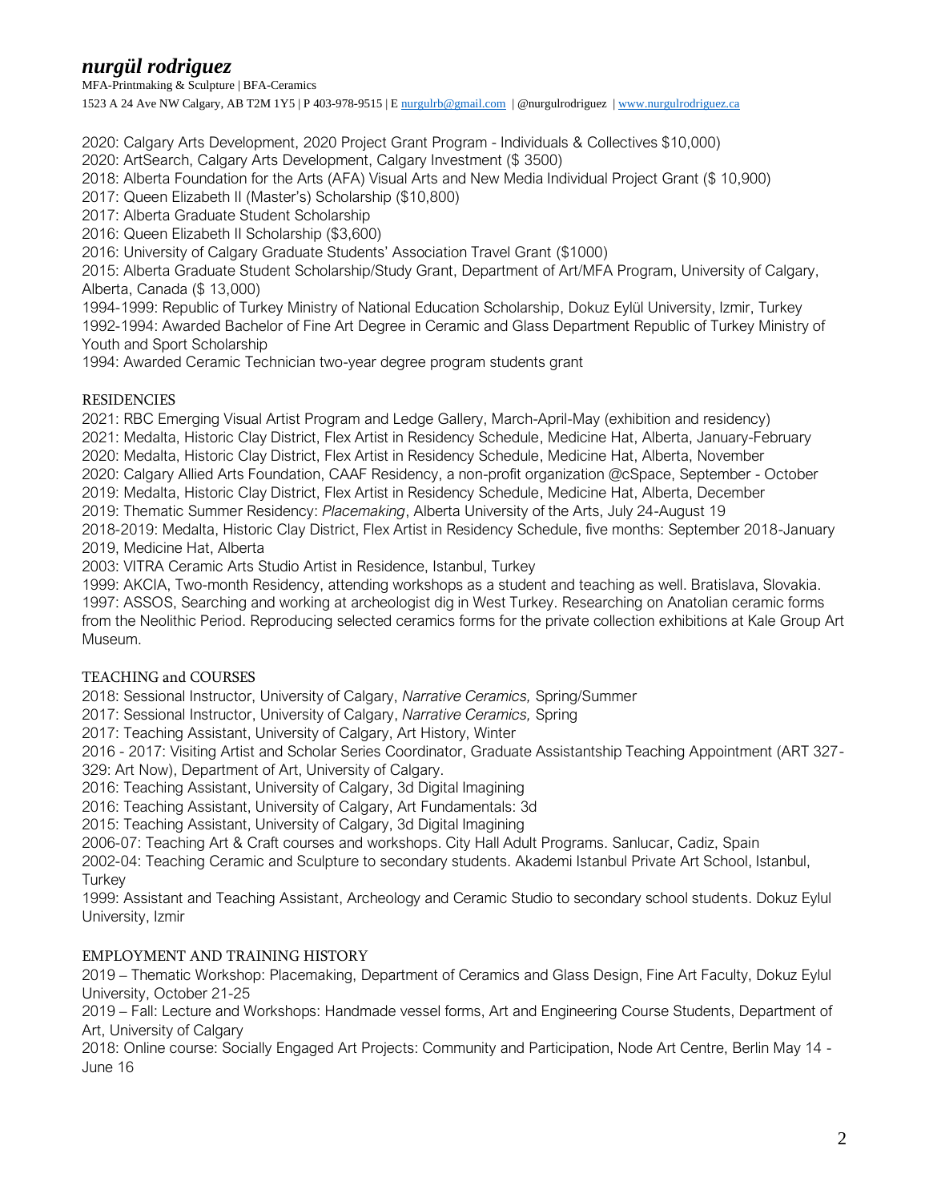# *nurgül rodriguez*

MFA-Printmaking & Sculpture | BFA-Ceramics

1523 A 24 Ave NW Calgary, AB T2M 1Y5 | P 403-978-9515 | E nurgulrb@gmail.com | @nurgulrodriguez | www.nurgulrodriguez.ca

2020: Calgary Arts Development, 2020 Project Grant Program - Individuals & Collectives $10,000)
2020: ArtSearch, Calgary Arts Development, Calgary Investment ($ 3500)
2018: Alberta Foundation for the Arts (AFA) Visual Arts and New Media Individual Project Grant ($ 10,900)
2017: Queen Elizabeth II (Master's) Scholarship ($10,800)
2017: Alberta Graduate Student Scholarship
2016: Queen Elizabeth II Scholarship ($3,600)
2016: University of Calgary Graduate Students' Association Travel Grant ($1000)
2015: Alberta Graduate Student Scholarship/Study Grant, Department of Art/MFA Program, University of Calgary, Alberta, Canada ($ 13,000)
1994-1999: Republic of Turkey Ministry of National Education Scholarship, Dokuz Eylül University, Izmir, Turkey
1992-1994: Awarded Bachelor of Fine Art Degree in Ceramic and Glass Department Republic of Turkey Ministry of Youth and Sport Scholarship
1994: Awarded Ceramic Technician two-year degree program students grant

## RESIDENCIES

2021: RBC Emerging Visual Artist Program and Ledge Gallery, March-April-May (exhibition and residency)
2021: Medalta, Historic Clay District, Flex Artist in Residency Schedule, Medicine Hat, Alberta, January-February
2020: Medalta, Historic Clay District, Flex Artist in Residency Schedule, Medicine Hat, Alberta, November
2020: Calgary Allied Arts Foundation, CAAF Residency, a non-profit organization @cSpace, September - October
2019: Medalta, Historic Clay District, Flex Artist in Residency Schedule, Medicine Hat, Alberta, December
2019: Thematic Summer Residency: *Placemaking*, Alberta University of the Arts, July 24-August 19
2018-2019: Medalta, Historic Clay District, Flex Artist in Residency Schedule, five months: September 2018-January 2019, Medicine Hat, Alberta
2003: VITRA Ceramic Arts Studio Artist in Residence, Istanbul, Turkey
1999: AKCIA, Two-month Residency, attending workshops as a student and teaching as well. Bratislava, Slovakia.
1997: ASSOS, Searching and working at archeologist dig in West Turkey. Researching on Anatolian ceramic forms from the Neolithic Period. Reproducing selected ceramics forms for the private collection exhibitions at Kale Group Art Museum.

## TEACHING and COURSES

2018: Sessional Instructor, University of Calgary, *Narrative Ceramics,* Spring/Summer
2017: Sessional Instructor, University of Calgary, *Narrative Ceramics,* Spring
2017: Teaching Assistant, University of Calgary, Art History, Winter
2016 - 2017: Visiting Artist and Scholar Series Coordinator, Graduate Assistantship Teaching Appointment (ART 327-329: Art Now), Department of Art, University of Calgary.
2016: Teaching Assistant, University of Calgary, 3d Digital Imagining
2016: Teaching Assistant, University of Calgary, Art Fundamentals: 3d
2015: Teaching Assistant, University of Calgary, 3d Digital Imagining
2006-07: Teaching Art & Craft courses and workshops. City Hall Adult Programs. Sanlucar, Cadiz, Spain
2002-04: Teaching Ceramic and Sculpture to secondary students. Akademi Istanbul Private Art School, Istanbul, Turkey
1999: Assistant and Teaching Assistant, Archeology and Ceramic Studio to secondary school students. Dokuz Eylul University, Izmir

## EMPLOYMENT AND TRAINING HISTORY

2019 – Thematic Workshop: Placemaking, Department of Ceramics and Glass Design, Fine Art Faculty, Dokuz Eylul University, October 21-25
2019 – Fall: Lecture and Workshops: Handmade vessel forms, Art and Engineering Course Students, Department of Art, University of Calgary
2018: Online course: Socially Engaged Art Projects: Community and Participation, Node Art Centre, Berlin May 14 - June 16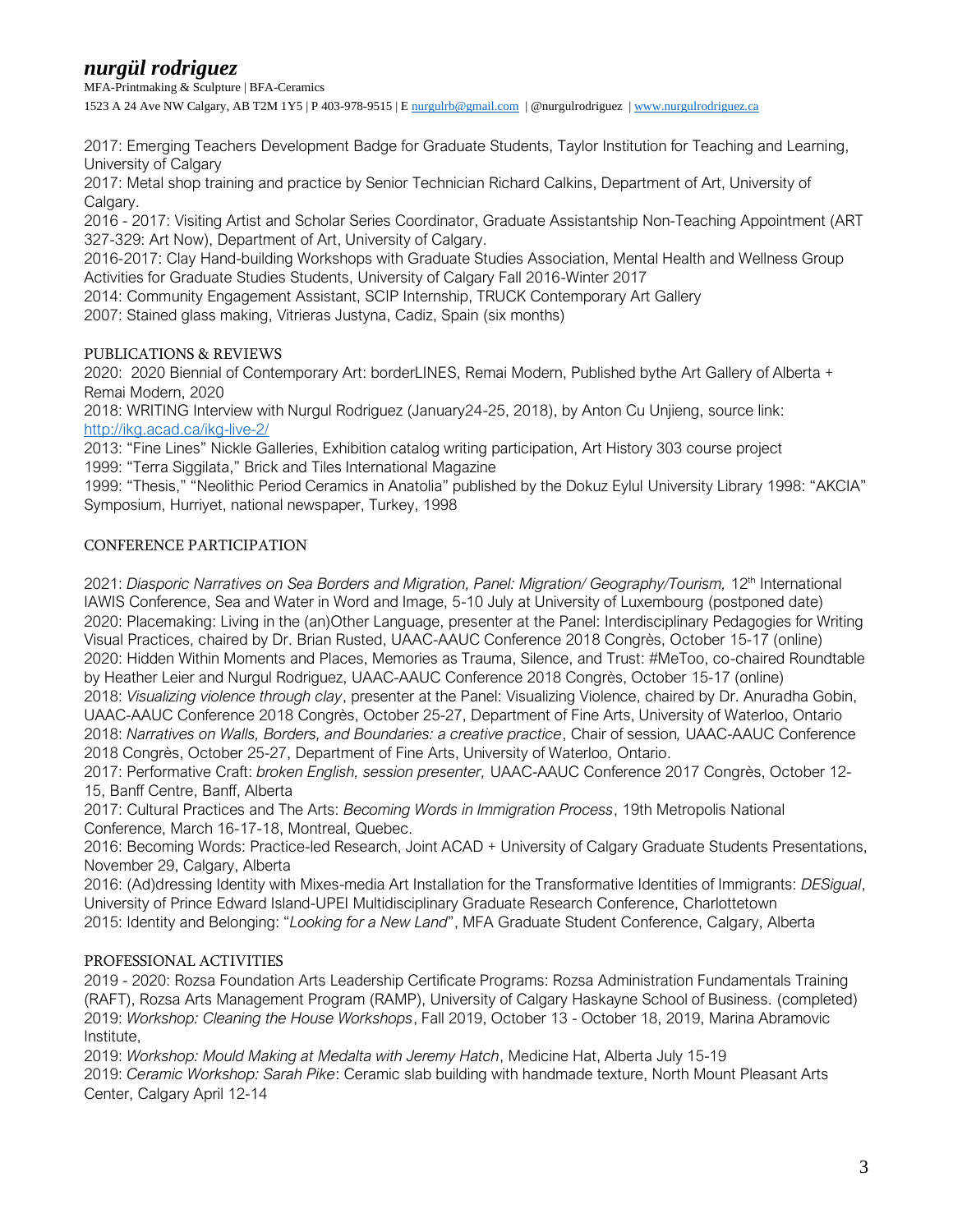# nurgül rodriguez

MFA-Printmaking & Sculpture | BFA-Ceramics

1523 A 24 Ave NW Calgary, AB T2M 1Y5 | P 403-978-9515 | E nurgulrb@gmail.com | @nurgulrodriguez | www.nurgulrodriguez.ca

2017: Emerging Teachers Development Badge for Graduate Students, Taylor Institution for Teaching and Learning, University of Calgary

2017: Metal shop training and practice by Senior Technician Richard Calkins, Department of Art, University of Calgary.

2016 - 2017: Visiting Artist and Scholar Series Coordinator, Graduate Assistantship Non-Teaching Appointment (ART 327-329: Art Now), Department of Art, University of Calgary.

2016-2017: Clay Hand-building Workshops with Graduate Studies Association, Mental Health and Wellness Group Activities for Graduate Studies Students, University of Calgary Fall 2016-Winter 2017

2014: Community Engagement Assistant, SCIP Internship, TRUCK Contemporary Art Gallery

2007: Stained glass making, Vitrieras Justyna, Cadiz, Spain (six months)

## PUBLICATIONS & REVIEWS

2020: 2020 Biennial of Contemporary Art: borderLINES, Remai Modern, Published bythe Art Gallery of Alberta + Remai Modern, 2020

2018: WRITING Interview with Nurgul Rodriguez (January24-25, 2018), by Anton Cu Unjieng, source link: http://ikg.acad.ca/ikg-live-2/

2013: "Fine Lines" Nickle Galleries, Exhibition catalog writing participation, Art History 303 course project

1999: "Terra Siggilata," Brick and Tiles International Magazine

1999: "Thesis," "Neolithic Period Ceramics in Anatolia" published by the Dokuz Eylul University Library 1998: "AKCIA" Symposium, Hurriyet, national newspaper, Turkey, 1998

## CONFERENCE PARTICIPATION

2021: *Diasporic Narratives on Sea Borders and Migration, Panel: Migration/ Geography/Tourism,* 12th International IAWIS Conference, Sea and Water in Word and Image, 5-10 July at University of Luxembourg (postponed date)

2020: Placemaking: Living in the (an)Other Language, presenter at the Panel: Interdisciplinary Pedagogies for Writing Visual Practices, chaired by Dr. Brian Rusted, UAAC-AAUC Conference 2018 Congrès, October 15-17 (online)

2020: Hidden Within Moments and Places, Memories as Trauma, Silence, and Trust: #MeToo, co-chaired Roundtable by Heather Leier and Nurgul Rodriguez, UAAC-AAUC Conference 2018 Congrès, October 15-17 (online)

2018: *Visualizing violence through clay*, presenter at the Panel: Visualizing Violence, chaired by Dr. Anuradha Gobin, UAAC-AAUC Conference 2018 Congrès, October 25-27, Department of Fine Arts, University of Waterloo, Ontario

2018: *Narratives on Walls, Borders, and Boundaries: a creative practice*, Chair of session, UAAC-AAUC Conference 2018 Congrès, October 25-27, Department of Fine Arts, University of Waterloo, Ontario.

2017: Performative Craft: *broken English, session presenter,* UAAC-AAUC Conference 2017 Congrès, October 12-15, Banff Centre, Banff, Alberta

2017: Cultural Practices and The Arts: *Becoming Words in Immigration Process*, 19th Metropolis National Conference, March 16-17-18, Montreal, Quebec.

2016: Becoming Words: Practice-led Research, Joint ACAD + University of Calgary Graduate Students Presentations, November 29, Calgary, Alberta

2016: (Ad)dressing Identity with Mixes-media Art Installation for the Transformative Identities of Immigrants: *DESigual*, University of Prince Edward Island-UPEI Multidisciplinary Graduate Research Conference, Charlottetown

2015: Identity and Belonging: "*Looking for a New Land*", MFA Graduate Student Conference, Calgary, Alberta

## PROFESSIONAL ACTIVITIES

2019 - 2020: Rozsa Foundation Arts Leadership Certificate Programs: Rozsa Administration Fundamentals Training (RAFT), Rozsa Arts Management Program (RAMP), University of Calgary Haskayne School of Business. (completed)

2019: *Workshop: Cleaning the House Workshops*, Fall 2019, October 13 - October 18, 2019, Marina Abramovic Institute,

2019: *Workshop: Mould Making at Medalta with Jeremy Hatch*, Medicine Hat, Alberta July 15-19

2019: *Ceramic Workshop: Sarah Pike*: Ceramic slab building with handmade texture, North Mount Pleasant Arts Center, Calgary April 12-14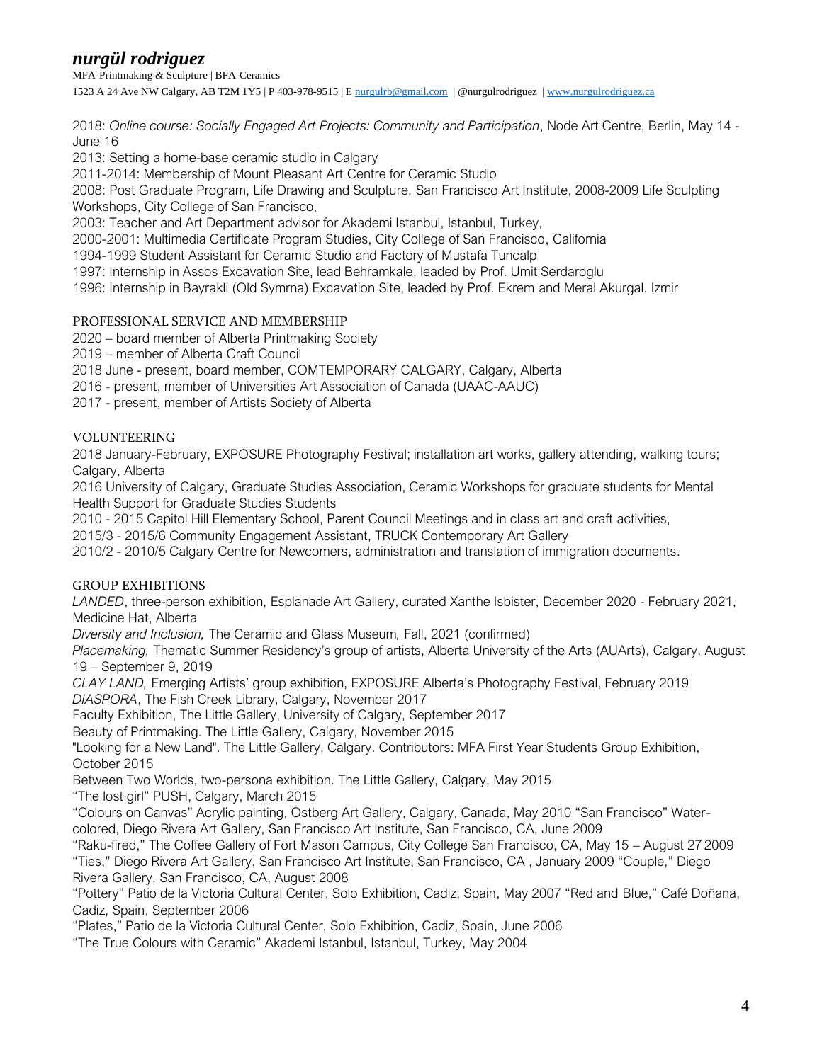# *nurgül rodriguez*

MFA-Printmaking & Sculpture | BFA-Ceramics

1523 A 24 Ave NW Calgary, AB T2M 1Y5 | P 403-978-9515 | E nurgulrb@gmail.com | @nurgulrodriguez | www.nurgulrodriguez.ca

2018: *Online course: Socially Engaged Art Projects: Community and Participation*, Node Art Centre, Berlin, May 14 - June 16
2013: Setting a home-base ceramic studio in Calgary
2011-2014: Membership of Mount Pleasant Art Centre for Ceramic Studio
2008: Post Graduate Program, Life Drawing and Sculpture, San Francisco Art Institute, 2008-2009 Life Sculpting Workshops, City College of San Francisco,
2003: Teacher and Art Department advisor for Akademi Istanbul, Istanbul, Turkey,
2000-2001: Multimedia Certificate Program Studies, City College of San Francisco, California
1994-1999 Student Assistant for Ceramic Studio and Factory of Mustafa Tuncalp
1997: Internship in Assos Excavation Site, lead Behramkale, leaded by Prof. Umit Serdaroglu
1996: Internship in Bayrakli (Old Symrna) Excavation Site, leaded by Prof. Ekrem and Meral Akurgal. Izmir

## PROFESSIONAL SERVICE AND MEMBERSHIP

2020 – board member of Alberta Printmaking Society
2019 – member of Alberta Craft Council
2018 June - present, board member, COMTEMPORARY CALGARY, Calgary, Alberta
2016 - present, member of Universities Art Association of Canada (UAAC-AAUC)
2017 - present, member of Artists Society of Alberta

## VOLUNTEERING

2018 January-February, EXPOSURE Photography Festival; installation art works, gallery attending, walking tours; Calgary, Alberta
2016 University of Calgary, Graduate Studies Association, Ceramic Workshops for graduate students for Mental Health Support for Graduate Studies Students
2010 - 2015 Capitol Hill Elementary School, Parent Council Meetings and in class art and craft activities,
2015/3 - 2015/6 Community Engagement Assistant, TRUCK Contemporary Art Gallery
2010/2 - 2010/5 Calgary Centre for Newcomers, administration and translation of immigration documents.

## GROUP EXHIBITIONS

*LANDED*, three-person exhibition, Esplanade Art Gallery, curated Xanthe Isbister, December 2020 - February 2021, Medicine Hat, Alberta
*Diversity and Inclusion,* The Ceramic and Glass Museum*,* Fall, 2021 (confirmed)
*Placemaking,* Thematic Summer Residency's group of artists, Alberta University of the Arts (AUArts), Calgary, August 19 – September 9, 2019
*CLAY LAND,* Emerging Artists' group exhibition, EXPOSURE Alberta's Photography Festival, February 2019
*DIASPORA*, The Fish Creek Library, Calgary, November 2017
Faculty Exhibition, The Little Gallery, University of Calgary, September 2017
Beauty of Printmaking. The Little Gallery, Calgary, November 2015
"Looking for a New Land". The Little Gallery, Calgary. Contributors: MFA First Year Students Group Exhibition, October 2015
Between Two Worlds, two-persona exhibition. The Little Gallery, Calgary, May 2015
"The lost girl" PUSH, Calgary, March 2015
"Colours on Canvas" Acrylic painting, Ostberg Art Gallery, Calgary, Canada, May 2010 "San Francisco" Water-colored, Diego Rivera Art Gallery, San Francisco Art Institute, San Francisco, CA, June 2009
"Raku-fired," The Coffee Gallery of Fort Mason Campus, City College San Francisco, CA, May 15 – August 27 2009
"Ties," Diego Rivera Art Gallery, San Francisco Art Institute, San Francisco, CA , January 2009 "Couple," Diego Rivera Gallery, San Francisco, CA, August 2008
"Pottery" Patio de la Victoria Cultural Center, Solo Exhibition, Cadiz, Spain, May 2007 "Red and Blue," Café Doñana, Cadiz, Spain, September 2006
"Plates," Patio de la Victoria Cultural Center, Solo Exhibition, Cadiz, Spain, June 2006
"The True Colours with Ceramic" Akademi Istanbul, Istanbul, Turkey, May 2004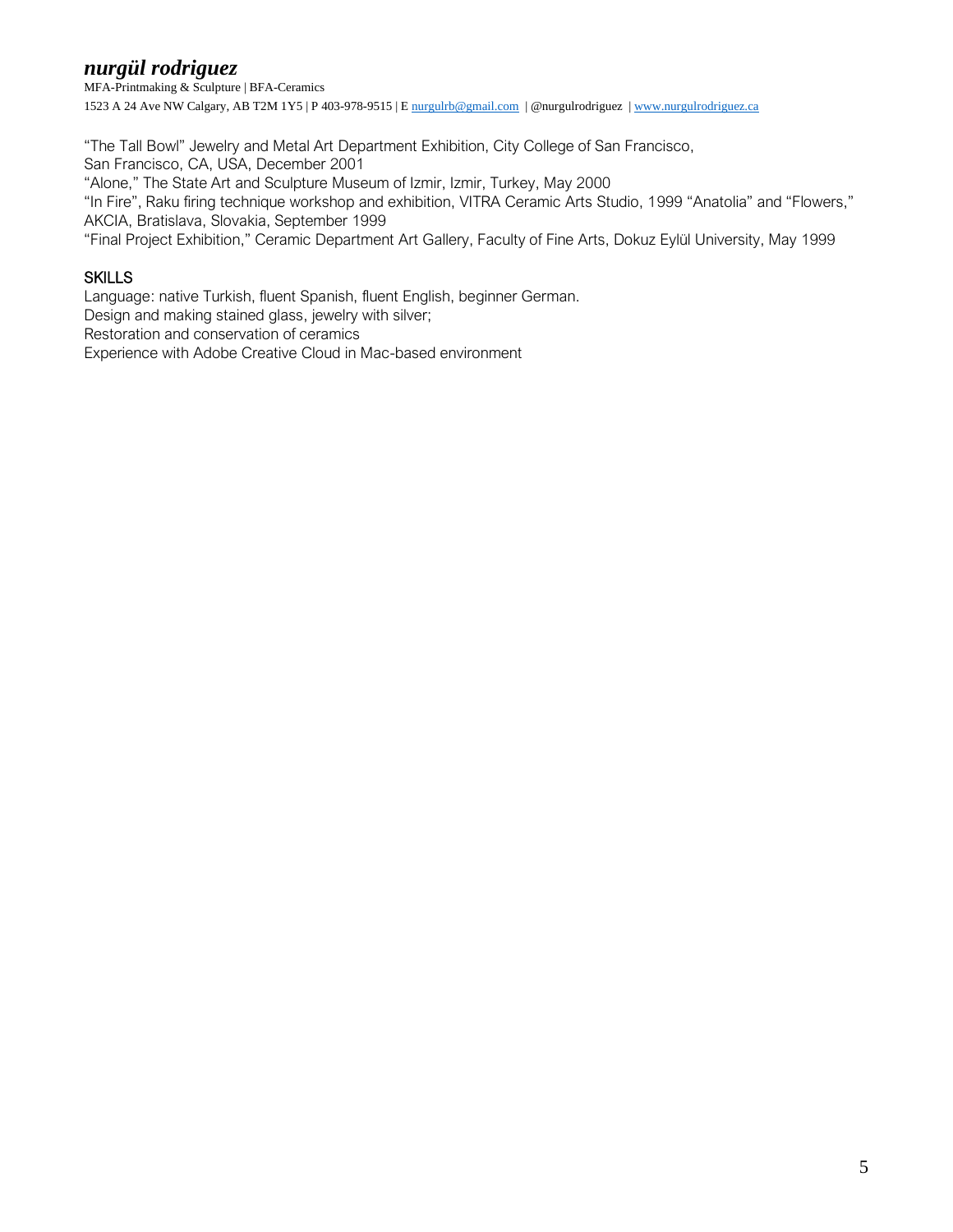*nurgül rodriguez*

MFA-Printmaking & Sculpture | BFA-Ceramics

1523 A 24 Ave NW Calgary, AB T2M 1Y5 | P 403-978-9515 | E nurgulrb@gmail.com | @nurgulrodriguez | www.nurgulrodriguez.ca

"The Tall Bowl" Jewelry and Metal Art Department Exhibition, City College of San Francisco, San Francisco, CA, USA, December 2001

"Alone," The State Art and Sculpture Museum of Izmir, Izmir, Turkey, May 2000

"In Fire", Raku firing technique workshop and exhibition, VITRA Ceramic Arts Studio, 1999 "Anatolia" and "Flowers," AKCIA, Bratislava, Slovakia, September 1999

"Final Project Exhibition," Ceramic Department Art Gallery, Faculty of Fine Arts, Dokuz Eylül University, May 1999

## SKILLS

Language: native Turkish, fluent Spanish, fluent English, beginner German.

Design and making stained glass, jewelry with silver;

Restoration and conservation of ceramics

Experience with Adobe Creative Cloud in Mac-based environment